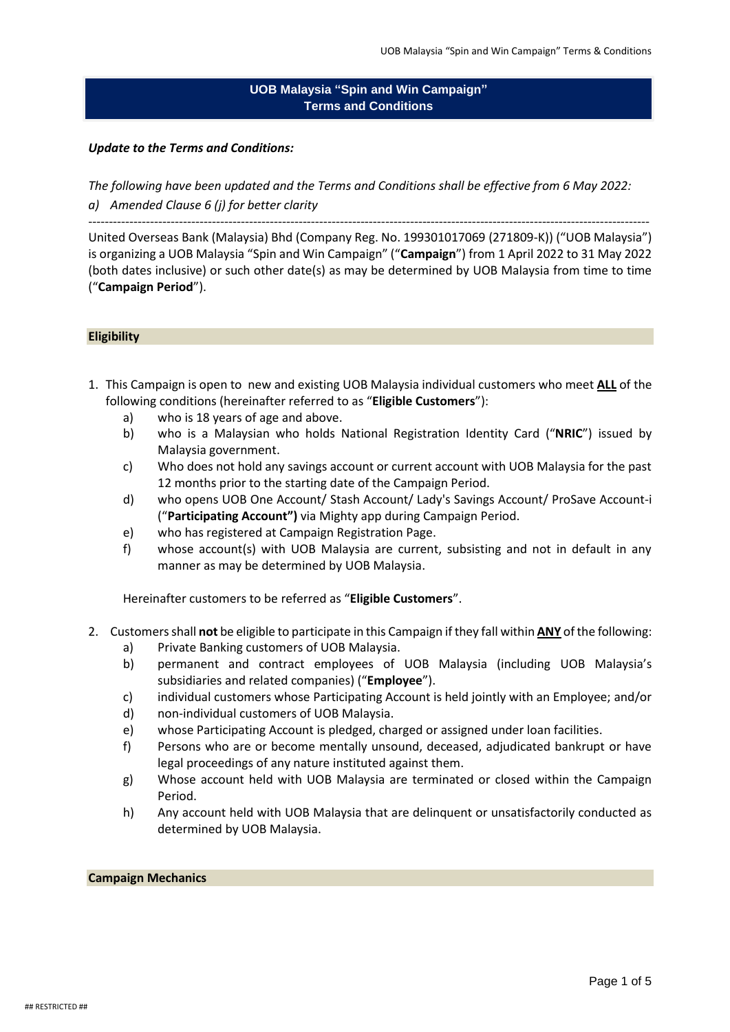# UOB Malaysia "Spin and Win Campaign" Terms and Conditions

***Update to the Terms and Conditions:***

*The following have been updated and the Terms and Conditions shall be effective from 6 May 2022:*

*a) Amended Clause 6 (j) for better clarity*

---

United Overseas Bank (Malaysia) Bhd (Company Reg. No. 199301017069 (271809-K)) ("UOB Malaysia") is organizing a UOB Malaysia "Spin and Win Campaign" ("**Campaign**") from 1 April 2022 to 31 May 2022 (both dates inclusive) or such other date(s) as may be determined by UOB Malaysia from time to time ("**Campaign Period**").

## Eligibility

1. This Campaign is open to new and existing UOB Malaysia individual customers who meet **ALL** of the following conditions (hereinafter referred to as "**Eligible Customers**"):
   - a) who is 18 years of age and above.
   - b) who is a Malaysian who holds National Registration Identity Card ("**NRIC**") issued by Malaysia government.
   - c) Who does not hold any savings account or current account with UOB Malaysia for the past 12 months prior to the starting date of the Campaign Period.
   - d) who opens UOB One Account/ Stash Account/ Lady's Savings Account/ ProSave Account-i ("**Participating Account")** via Mighty app during Campaign Period.
   - e) who has registered at Campaign Registration Page.
   - f) whose account(s) with UOB Malaysia are current, subsisting and not in default in any manner as may be determined by UOB Malaysia.

   Hereinafter customers to be referred as "**Eligible Customers**".

2. Customers shall **not** be eligible to participate in this Campaign if they fall within **ANY** of the following:
   - a) Private Banking customers of UOB Malaysia.
   - b) permanent and contract employees of UOB Malaysia (including UOB Malaysia's subsidiaries and related companies) ("**Employee**").
   - c) individual customers whose Participating Account is held jointly with an Employee; and/or
   - d) non-individual customers of UOB Malaysia.
   - e) whose Participating Account is pledged, charged or assigned under loan facilities.
   - f) Persons who are or become mentally unsound, deceased, adjudicated bankrupt or have legal proceedings of any nature instituted against them.
   - g) Whose account held with UOB Malaysia are terminated or closed within the Campaign Period.
   - h) Any account held with UOB Malaysia that are delinquent or unsatisfactorily conducted as determined by UOB Malaysia.

## Campaign Mechanics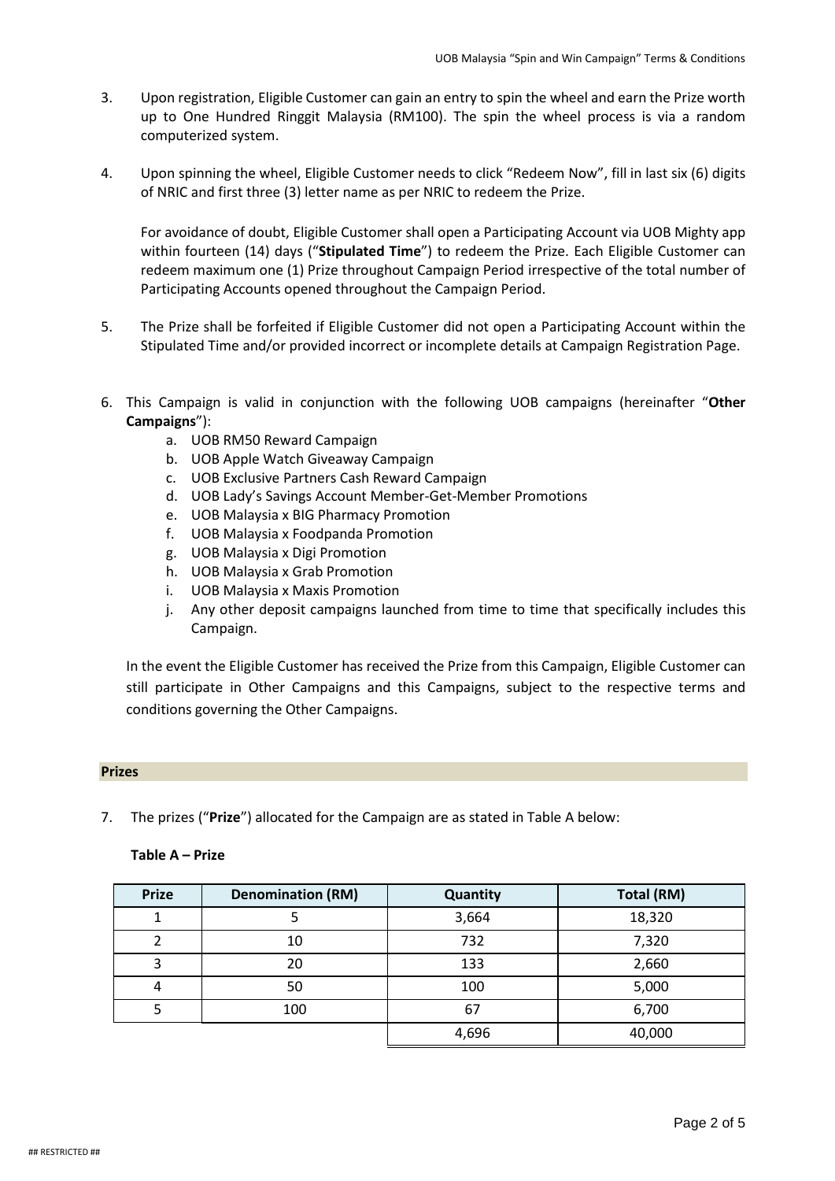3. Upon registration, Eligible Customer can gain an entry to spin the wheel and earn the Prize worth up to One Hundred Ringgit Malaysia (RM100). The spin the wheel process is via a random computerized system.

4. Upon spinning the wheel, Eligible Customer needs to click "Redeem Now", fill in last six (6) digits of NRIC and first three (3) letter name as per NRIC to redeem the Prize.

   For avoidance of doubt, Eligible Customer shall open a Participating Account via UOB Mighty app within fourteen (14) days ("**Stipulated Time**") to redeem the Prize. Each Eligible Customer can redeem maximum one (1) Prize throughout Campaign Period irrespective of the total number of Participating Accounts opened throughout the Campaign Period.

5. The Prize shall be forfeited if Eligible Customer did not open a Participating Account within the Stipulated Time and/or provided incorrect or incomplete details at Campaign Registration Page.

6. This Campaign is valid in conjunction with the following UOB campaigns (hereinafter "**Other Campaigns**"):
   a. UOB RM50 Reward Campaign
   b. UOB Apple Watch Giveaway Campaign
   c. UOB Exclusive Partners Cash Reward Campaign
   d. UOB Lady's Savings Account Member-Get-Member Promotions
   e. UOB Malaysia x BIG Pharmacy Promotion
   f. UOB Malaysia x Foodpanda Promotion
   g. UOB Malaysia x Digi Promotion
   h. UOB Malaysia x Grab Promotion
   i. UOB Malaysia x Maxis Promotion
   j. Any other deposit campaigns launched from time to time that specifically includes this Campaign.

   In the event the Eligible Customer has received the Prize from this Campaign, Eligible Customer can still participate in Other Campaigns and this Campaigns, subject to the respective terms and conditions governing the Other Campaigns.

**Prizes**

7. The prizes ("**Prize**") allocated for the Campaign are as stated in Table A below:

**Table A – Prize**

| Prize | Denomination (RM) | Quantity | Total (RM) |
|---|---|---|---|
| 1 | 5 | 3,664 | 18,320 |
| 2 | 10 | 732 | 7,320 |
| 3 | 20 | 133 | 2,660 |
| 4 | 50 | 100 | 5,000 |
| 5 | 100 | 67 | 6,700 |
| | | 4,696 | 40,000 |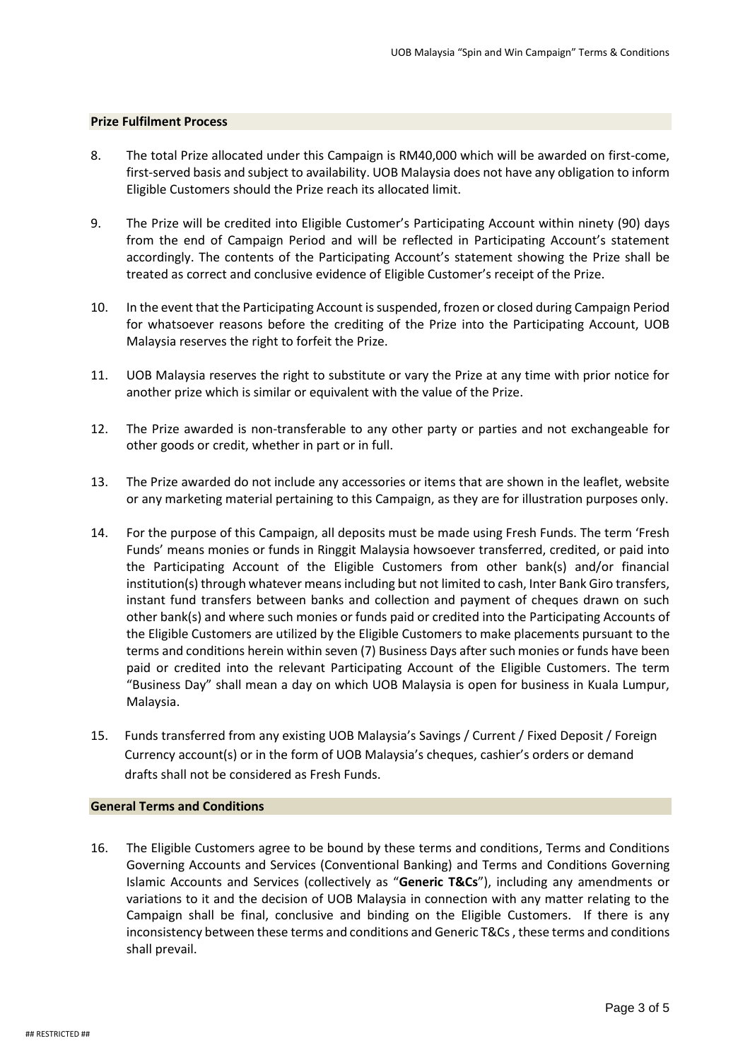## Prize Fulfilment Process

8. The total Prize allocated under this Campaign is RM40,000 which will be awarded on first-come, first-served basis and subject to availability. UOB Malaysia does not have any obligation to inform Eligible Customers should the Prize reach its allocated limit.

9. The Prize will be credited into Eligible Customer's Participating Account within ninety (90) days from the end of Campaign Period and will be reflected in Participating Account's statement accordingly. The contents of the Participating Account's statement showing the Prize shall be treated as correct and conclusive evidence of Eligible Customer's receipt of the Prize.

10. In the event that the Participating Account is suspended, frozen or closed during Campaign Period for whatsoever reasons before the crediting of the Prize into the Participating Account, UOB Malaysia reserves the right to forfeit the Prize.

11. UOB Malaysia reserves the right to substitute or vary the Prize at any time with prior notice for another prize which is similar or equivalent with the value of the Prize.

12. The Prize awarded is non-transferable to any other party or parties and not exchangeable for other goods or credit, whether in part or in full.

13. The Prize awarded do not include any accessories or items that are shown in the leaflet, website or any marketing material pertaining to this Campaign, as they are for illustration purposes only.

14. For the purpose of this Campaign, all deposits must be made using Fresh Funds. The term 'Fresh Funds' means monies or funds in Ringgit Malaysia howsoever transferred, credited, or paid into the Participating Account of the Eligible Customers from other bank(s) and/or financial institution(s) through whatever means including but not limited to cash, Inter Bank Giro transfers, instant fund transfers between banks and collection and payment of cheques drawn on such other bank(s) and where such monies or funds paid or credited into the Participating Accounts of the Eligible Customers are utilized by the Eligible Customers to make placements pursuant to the terms and conditions herein within seven (7) Business Days after such monies or funds have been paid or credited into the relevant Participating Account of the Eligible Customers. The term "Business Day" shall mean a day on which UOB Malaysia is open for business in Kuala Lumpur, Malaysia.

15. Funds transferred from any existing UOB Malaysia's Savings / Current / Fixed Deposit / Foreign Currency account(s) or in the form of UOB Malaysia's cheques, cashier's orders or demand drafts shall not be considered as Fresh Funds.

## General Terms and Conditions

16. The Eligible Customers agree to be bound by these terms and conditions, Terms and Conditions Governing Accounts and Services (Conventional Banking) and Terms and Conditions Governing Islamic Accounts and Services (collectively as "**Generic T&Cs**"), including any amendments or variations to it and the decision of UOB Malaysia in connection with any matter relating to the Campaign shall be final, conclusive and binding on the Eligible Customers. If there is any inconsistency between these terms and conditions and Generic T&Cs , these terms and conditions shall prevail.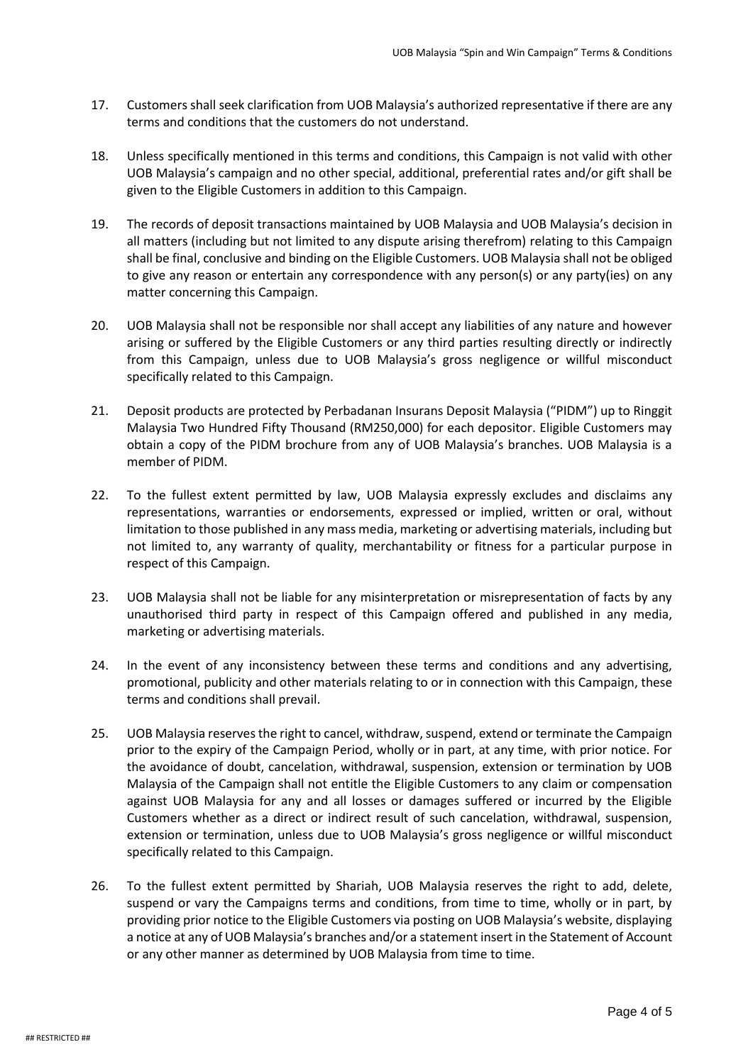17. Customers shall seek clarification from UOB Malaysia's authorized representative if there are any terms and conditions that the customers do not understand.

18. Unless specifically mentioned in this terms and conditions, this Campaign is not valid with other UOB Malaysia's campaign and no other special, additional, preferential rates and/or gift shall be given to the Eligible Customers in addition to this Campaign.

19. The records of deposit transactions maintained by UOB Malaysia and UOB Malaysia's decision in all matters (including but not limited to any dispute arising therefrom) relating to this Campaign shall be final, conclusive and binding on the Eligible Customers. UOB Malaysia shall not be obliged to give any reason or entertain any correspondence with any person(s) or any party(ies) on any matter concerning this Campaign.

20. UOB Malaysia shall not be responsible nor shall accept any liabilities of any nature and however arising or suffered by the Eligible Customers or any third parties resulting directly or indirectly from this Campaign, unless due to UOB Malaysia's gross negligence or willful misconduct specifically related to this Campaign.

21. Deposit products are protected by Perbadanan Insurans Deposit Malaysia ("PIDM") up to Ringgit Malaysia Two Hundred Fifty Thousand (RM250,000) for each depositor. Eligible Customers may obtain a copy of the PIDM brochure from any of UOB Malaysia's branches. UOB Malaysia is a member of PIDM.

22. To the fullest extent permitted by law, UOB Malaysia expressly excludes and disclaims any representations, warranties or endorsements, expressed or implied, written or oral, without limitation to those published in any mass media, marketing or advertising materials, including but not limited to, any warranty of quality, merchantability or fitness for a particular purpose in respect of this Campaign.

23. UOB Malaysia shall not be liable for any misinterpretation or misrepresentation of facts by any unauthorised third party in respect of this Campaign offered and published in any media, marketing or advertising materials.

24. In the event of any inconsistency between these terms and conditions and any advertising, promotional, publicity and other materials relating to or in connection with this Campaign, these terms and conditions shall prevail.

25. UOB Malaysia reserves the right to cancel, withdraw, suspend, extend or terminate the Campaign prior to the expiry of the Campaign Period, wholly or in part, at any time, with prior notice. For the avoidance of doubt, cancelation, withdrawal, suspension, extension or termination by UOB Malaysia of the Campaign shall not entitle the Eligible Customers to any claim or compensation against UOB Malaysia for any and all losses or damages suffered or incurred by the Eligible Customers whether as a direct or indirect result of such cancelation, withdrawal, suspension, extension or termination, unless due to UOB Malaysia's gross negligence or willful misconduct specifically related to this Campaign.

26. To the fullest extent permitted by Shariah, UOB Malaysia reserves the right to add, delete, suspend or vary the Campaigns terms and conditions, from time to time, wholly or in part, by providing prior notice to the Eligible Customers via posting on UOB Malaysia's website, displaying a notice at any of UOB Malaysia's branches and/or a statement insert in the Statement of Account or any other manner as determined by UOB Malaysia from time to time.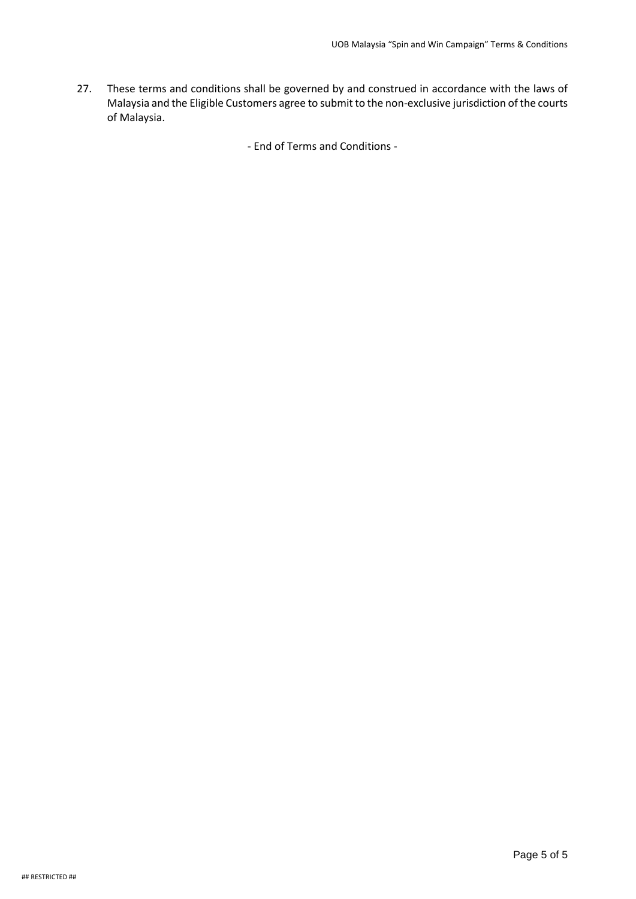27. These terms and conditions shall be governed by and construed in accordance with the laws of Malaysia and the Eligible Customers agree to submit to the non-exclusive jurisdiction of the courts of Malaysia.

- End of Terms and Conditions -